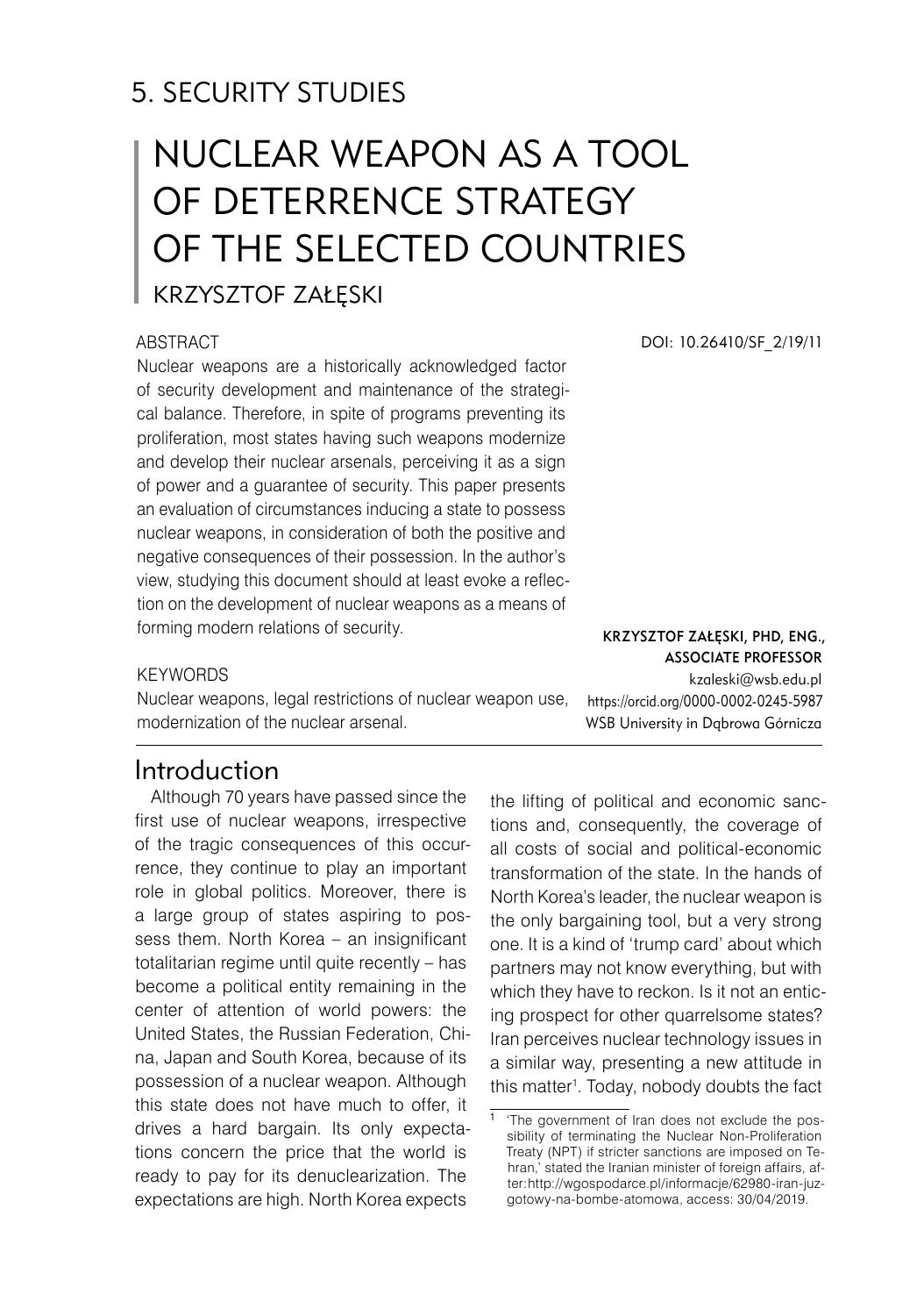# 5. SECURITY STUDIES

# NUCLEAR WEAPON AS A TOOL OF DETERRENCE STRATEGY OF THE SELECTED COUNTRIES

KRZYSZTOF ZAŁĘSKI

DOI: 10.26410/SF_2/19/11

ABSTRACT

Nuclear weapons are a historically acknowledged factor of security development and maintenance of the strategical balance. Therefore, in spite of programs preventing its proliferation, most states having such weapons modernize and develop their nuclear arsenals, perceiving it as a sign of power and a guarantee of security. This paper presents an evaluation of circumstances inducing a state to possess nuclear weapons, in consideration of both the positive and negative consequences of their possession. In the author's view, studying this document should at least evoke a reflection on the development of nuclear weapons as a means of forming modern relations of security.

KEYWORDS

Nuclear weapons, legal restrictions of nuclear weapon use, modernization of the nuclear arsenal.

**KRZYSZTOF ZAŁĘSKI, PHD, ENG., ASSOCIATE PROFESSOR**
kzaleski@wsb.edu.pl
https://orcid.org/0000-0002-0245-5987
WSB University in Dąbrowa Górnicza

## Introduction

Although 70 years have passed since the first use of nuclear weapons, irrespective of the tragic consequences of this occurrence, they continue to play an important role in global politics. Moreover, there is a large group of states aspiring to possess them. North Korea – an insignificant totalitarian regime until quite recently – has become a political entity remaining in the center of attention of world powers: the United States, the Russian Federation, China, Japan and South Korea, because of its possession of a nuclear weapon. Although this state does not have much to offer, it drives a hard bargain. Its only expectations concern the price that the world is ready to pay for its denuclearization. The expectations are high. North Korea expects the lifting of political and economic sanctions and, consequently, the coverage of all costs of social and political-economic transformation of the state. In the hands of North Korea's leader, the nuclear weapon is the only bargaining tool, but a very strong one. It is a kind of 'trump card' about which partners may not know everything, but with which they have to reckon. Is it not an enticing prospect for other quarrelsome states? Iran perceives nuclear technology issues in a similar way, presenting a new attitude in this matter[1]. Today, nobody doubts the fact

[1] 'The government of Iran does not exclude the possibility of terminating the Nuclear Non-Proliferation Treaty (NPT) if stricter sanctions are imposed on Tehran,' stated the Iranian minister of foreign affairs, after: http://wgospodarce.pl/informacje/62980-iran-juz-gotowy-na-bombe-atomowa, access: 30/04/2019.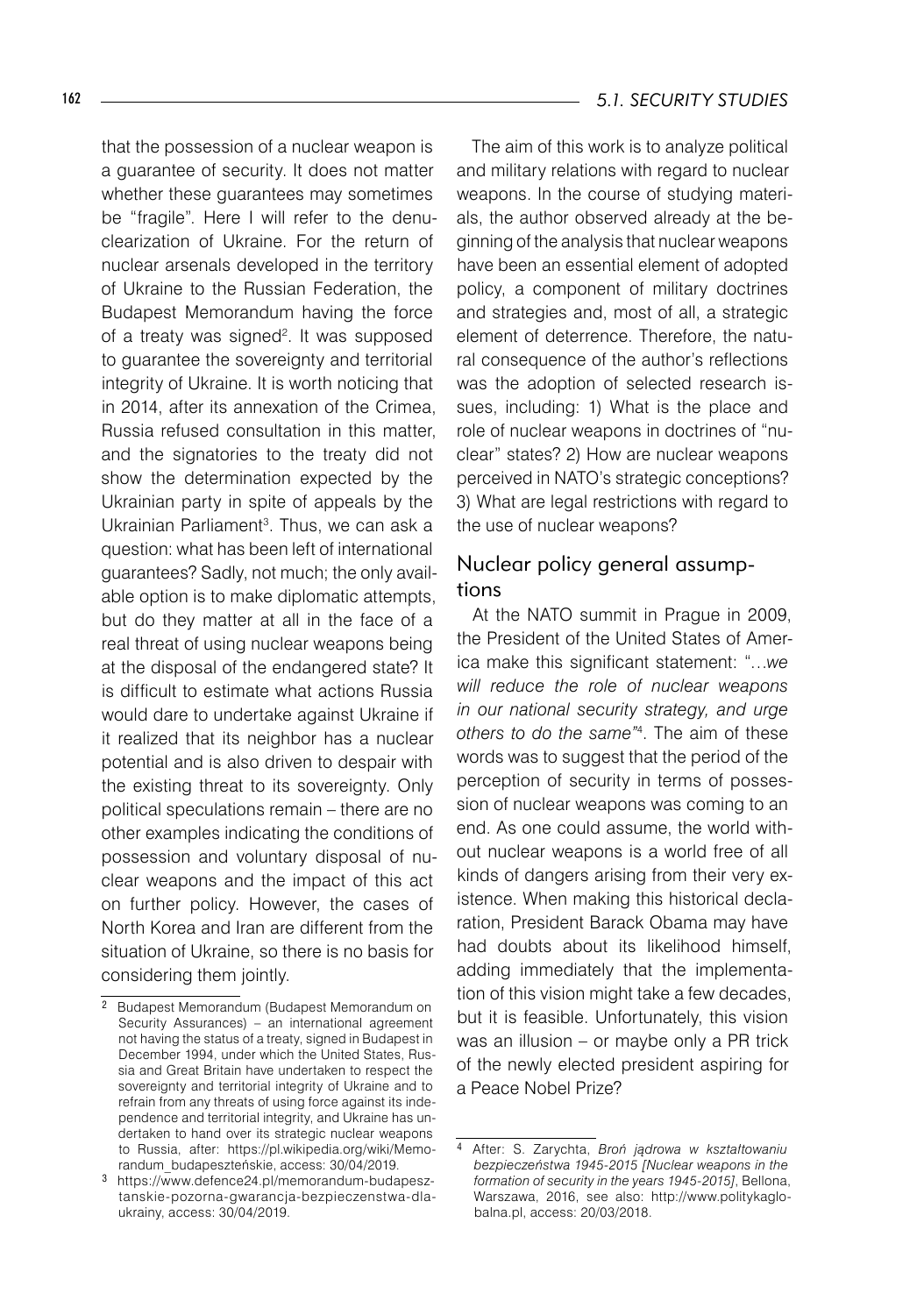that the possession of a nuclear weapon is a guarantee of security. It does not matter whether these guarantees may sometimes be "fragile". Here I will refer to the denuclearization of Ukraine. For the return of nuclear arsenals developed in the territory of Ukraine to the Russian Federation, the Budapest Memorandum having the force of a treaty was signed[2]. It was supposed to guarantee the sovereignty and territorial integrity of Ukraine. It is worth noticing that in 2014, after its annexation of the Crimea, Russia refused consultation in this matter, and the signatories to the treaty did not show the determination expected by the Ukrainian party in spite of appeals by the Ukrainian Parliament[3]. Thus, we can ask a question: what has been left of international guarantees? Sadly, not much; the only available option is to make diplomatic attempts, but do they matter at all in the face of a real threat of using nuclear weapons being at the disposal of the endangered state? It is difficult to estimate what actions Russia would dare to undertake against Ukraine if it realized that its neighbor has a nuclear potential and is also driven to despair with the existing threat to its sovereignty. Only political speculations remain – there are no other examples indicating the conditions of possession and voluntary disposal of nuclear weapons and the impact of this act on further policy. However, the cases of North Korea and Iran are different from the situation of Ukraine, so there is no basis for considering them jointly.

The aim of this work is to analyze political and military relations with regard to nuclear weapons. In the course of studying materials, the author observed already at the beginning of the analysis that nuclear weapons have been an essential element of adopted policy, a component of military doctrines and strategies and, most of all, a strategic element of deterrence. Therefore, the natural consequence of the author's reflections was the adoption of selected research issues, including: 1) What is the place and role of nuclear weapons in doctrines of "nuclear" states? 2) How are nuclear weapons perceived in NATO's strategic conceptions? 3) What are legal restrictions with regard to the use of nuclear weapons?

## Nuclear policy general assumptions

At the NATO summit in Prague in 2009, the President of the United States of America make this significant statement: "*…we will reduce the role of nuclear weapons in our national security strategy, and urge others to do the same*"[4]. The aim of these words was to suggest that the period of the perception of security in terms of possession of nuclear weapons was coming to an end. As one could assume, the world without nuclear weapons is a world free of all kinds of dangers arising from their very existence. When making this historical declaration, President Barack Obama may have had doubts about its likelihood himself, adding immediately that the implementation of this vision might take a few decades, but it is feasible. Unfortunately, this vision was an illusion – or maybe only a PR trick of the newly elected president aspiring for a Peace Nobel Prize?

---

[2] Budapest Memorandum (Budapest Memorandum on Security Assurances) – an international agreement not having the status of a treaty, signed in Budapest in December 1994, under which the United States, Russia and Great Britain have undertaken to respect the sovereignty and territorial integrity of Ukraine and to refrain from any threats of using force against its independence and territorial integrity, and Ukraine has undertaken to hand over its strategic nuclear weapons to Russia, after: https://pl.wikipedia.org/wiki/Memorandum_budapeszteńskie, access: 30/04/2019.

[3] https://www.defence24.pl/memorandum-budapesztanskie-pozorna-gwarancja-bezpieczenstwa-dla-ukrainy, access: 30/04/2019.

[4] After: S. Zarychta, *Broń jądrowa w kształtowaniu bezpieczeństwa 1945-2015 [Nuclear weapons in the formation of security in the years 1945-2015]*, Bellona, Warszawa, 2016, see also: http://www.politykaglobalna.pl, access: 20/03/2018.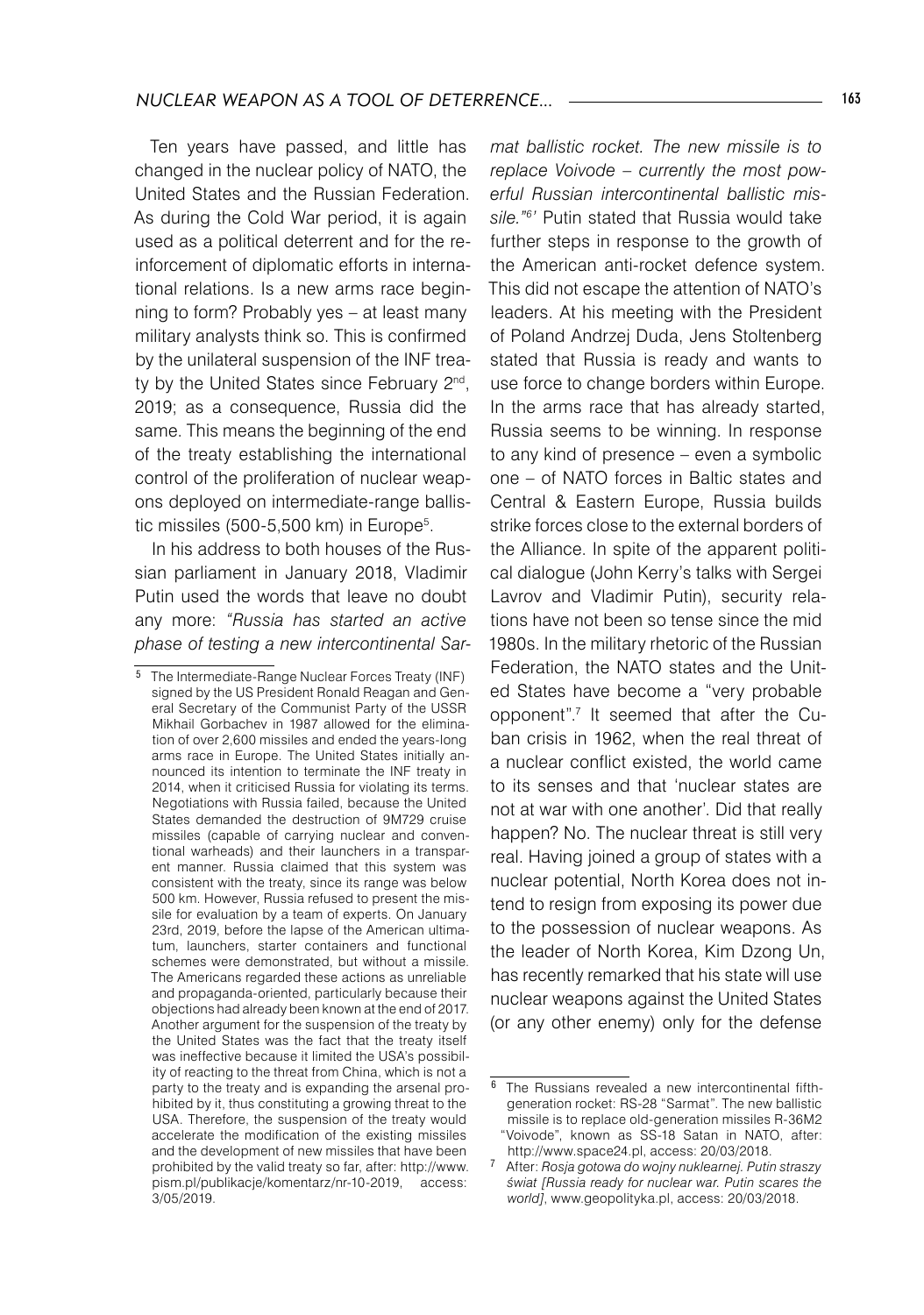Ten years have passed, and little has changed in the nuclear policy of NATO, the United States and the Russian Federation. As during the Cold War period, it is again used as a political deterrent and for the reinforcement of diplomatic efforts in international relations. Is a new arms race beginning to form? Probably yes – at least many military analysts think so. This is confirmed by the unilateral suspension of the INF treaty by the United States since February 2nd, 2019; as a consequence, Russia did the same. This means the beginning of the end of the treaty establishing the international control of the proliferation of nuclear weapons deployed on intermediate-range ballistic missiles (500-5,500 km) in Europe[5].

In his address to both houses of the Russian parliament in January 2018, Vladimir Putin used the words that leave no doubt any more: *"Russia has started an active phase of testing a new intercontinental Sarmat ballistic rocket. The new missile is to replace Voivode – currently the most powerful Russian intercontinental ballistic missile."*[6]' Putin stated that Russia would take further steps in response to the growth of the American anti-rocket defence system. This did not escape the attention of NATO's leaders. At his meeting with the President of Poland Andrzej Duda, Jens Stoltenberg stated that Russia is ready and wants to use force to change borders within Europe. In the arms race that has already started, Russia seems to be winning. In response to any kind of presence – even a symbolic one – of NATO forces in Baltic states and Central & Eastern Europe, Russia builds strike forces close to the external borders of the Alliance. In spite of the apparent political dialogue (John Kerry's talks with Sergei Lavrov and Vladimir Putin), security relations have not been so tense since the mid 1980s. In the military rhetoric of the Russian Federation, the NATO states and the United States have become a "very probable opponent".[7] It seemed that after the Cuban crisis in 1962, when the real threat of a nuclear conflict existed, the world came to its senses and that 'nuclear states are not at war with one another'. Did that really happen? No. The nuclear threat is still very real. Having joined a group of states with a nuclear potential, North Korea does not intend to resign from exposing its power due to the possession of nuclear weapons. As the leader of North Korea, Kim Dzong Un, has recently remarked that his state will use nuclear weapons against the United States (or any other enemy) only for the defense

---

[5] The Intermediate-Range Nuclear Forces Treaty (INF) signed by the US President Ronald Reagan and General Secretary of the Communist Party of the USSR Mikhail Gorbachev in 1987 allowed for the elimination of over 2,600 missiles and ended the years-long arms race in Europe. The United States initially announced its intention to terminate the INF treaty in 2014, when it criticised Russia for violating its terms. Negotiations with Russia failed, because the United States demanded the destruction of 9M729 cruise missiles (capable of carrying nuclear and conventional warheads) and their launchers in a transparent manner. Russia claimed that this system was consistent with the treaty, since its range was below 500 km. However, Russia refused to present the missile for evaluation by a team of experts. On January 23rd, 2019, before the lapse of the American ultimatum, launchers, starter containers and functional schemes were demonstrated, but without a missile. The Americans regarded these actions as unreliable and propaganda-oriented, particularly because their objections had already been known at the end of 2017. Another argument for the suspension of the treaty by the United States was the fact that the treaty itself was ineffective because it limited the USA's possibility of reacting to the threat from China, which is not a party to the treaty and is expanding the arsenal prohibited by it, thus constituting a growing threat to the USA. Therefore, the suspension of the treaty would accelerate the modification of the existing missiles and the development of new missiles that have been prohibited by the valid treaty so far, after: http://www.pism.pl/publikacje/komentarz/nr-10-2019, access: 3/05/2019.

[6] The Russians revealed a new intercontinental fifth-generation rocket: RS-28 "Sarmat". The new ballistic missile is to replace old-generation missiles R-36M2 "Voivode", known as SS-18 Satan in NATO, after: http://www.space24.pl, access: 20/03/2018.

[7] After: *Rosja gotowa do wojny nuklearnej. Putin straszy świat [Russia ready for nuclear war. Putin scares the world]*, www.geopolityka.pl, access: 20/03/2018.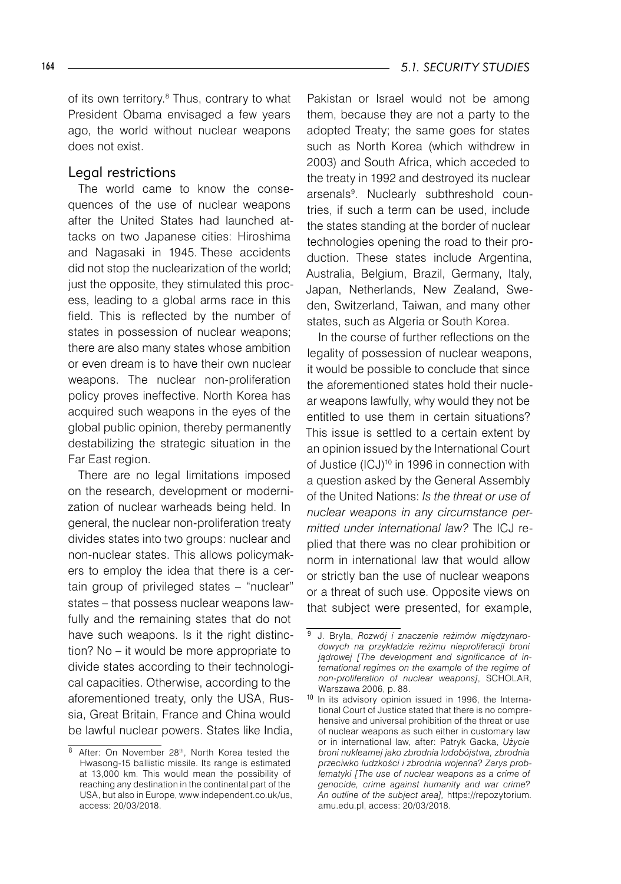of its own territory.[8] Thus, contrary to what President Obama envisaged a few years ago, the world without nuclear weapons does not exist.

## Legal restrictions

The world came to know the consequences of the use of nuclear weapons after the United States had launched attacks on two Japanese cities: Hiroshima and Nagasaki in 1945. These accidents did not stop the nuclearization of the world; just the opposite, they stimulated this process, leading to a global arms race in this field. This is reflected by the number of states in possession of nuclear weapons; there are also many states whose ambition or even dream is to have their own nuclear weapons. The nuclear non-proliferation policy proves ineffective. North Korea has acquired such weapons in the eyes of the global public opinion, thereby permanently destabilizing the strategic situation in the Far East region.

There are no legal limitations imposed on the research, development or modernization of nuclear warheads being held. In general, the nuclear non-proliferation treaty divides states into two groups: nuclear and non-nuclear states. This allows policymakers to employ the idea that there is a certain group of privileged states – "nuclear" states – that possess nuclear weapons lawfully and the remaining states that do not have such weapons. Is it the right distinction? No – it would be more appropriate to divide states according to their technological capacities. Otherwise, according to the aforementioned treaty, only the USA, Russia, Great Britain, France and China would be lawful nuclear powers. States like India, Pakistan or Israel would not be among them, because they are not a party to the adopted Treaty; the same goes for states such as North Korea (which withdrew in 2003) and South Africa, which acceded to the treaty in 1992 and destroyed its nuclear arsenals[9]. Nuclearly subthreshold countries, if such a term can be used, include the states standing at the border of nuclear technologies opening the road to their production. These states include Argentina, Australia, Belgium, Brazil, Germany, Italy, Japan, Netherlands, New Zealand, Sweden, Switzerland, Taiwan, and many other states, such as Algeria or South Korea.

In the course of further reflections on the legality of possession of nuclear weapons, it would be possible to conclude that since the aforementioned states hold their nuclear weapons lawfully, why would they not be entitled to use them in certain situations? This issue is settled to a certain extent by an opinion issued by the International Court of Justice (ICJ)[10] in 1996 in connection with a question asked by the General Assembly of the United Nations: *Is the threat or use of nuclear weapons in any circumstance permitted under international law?* The ICJ replied that there was no clear prohibition or norm in international law that would allow or strictly ban the use of nuclear weapons or a threat of such use. Opposite views on that subject were presented, for example,

---

[8] After: On November 28th, North Korea tested the Hwasong-15 ballistic missile. Its range is estimated at 13,000 km. This would mean the possibility of reaching any destination in the continental part of the USA, but also in Europe, www.independent.co.uk/us, access: 20/03/2018.

[9] J. Bryła, *Rozwój i znaczenie reżimów międzynarodowych na przykładzie reżimu nieproliferacji broni jądrowej [The development and significance of international regimes on the example of the regime of non-proliferation of nuclear weapons]*, SCHOLAR, Warszawa 2006, p. 88.

[10] In its advisory opinion issued in 1996, the International Court of Justice stated that there is no comprehensive and universal prohibition of the threat or use of nuclear weapons as such either in customary law or in international law, after: Patryk Gacka, *Użycie broni nuklearnej jako zbrodnia ludobójstwa, zbrodnia przeciwko ludzkości i zbrodnia wojenna? Zarys problematyki [The use of nuclear weapons as a crime of genocide, crime against humanity and war crime? An outline of the subject area]*, https://repozytorium.amu.edu.pl, access: 20/03/2018.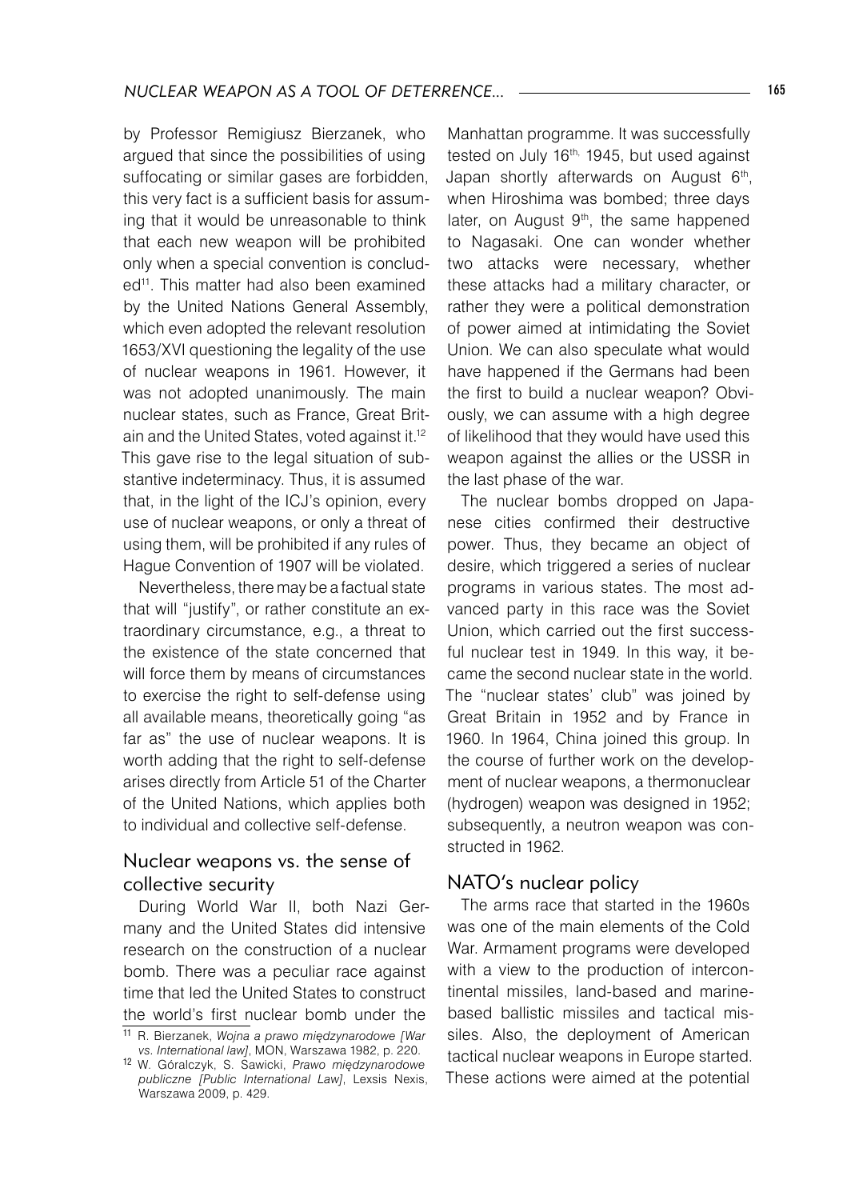by Professor Remigiusz Bierzanek, who argued that since the possibilities of using suffocating or similar gases are forbidden, this very fact is a sufficient basis for assuming that it would be unreasonable to think that each new weapon will be prohibited only when a special convention is concluded[11]. This matter had also been examined by the United Nations General Assembly, which even adopted the relevant resolution 1653/XVI questioning the legality of the use of nuclear weapons in 1961. However, it was not adopted unanimously. The main nuclear states, such as France, Great Britain and the United States, voted against it.[12] This gave rise to the legal situation of substantive indeterminacy. Thus, it is assumed that, in the light of the ICJ's opinion, every use of nuclear weapons, or only a threat of using them, will be prohibited if any rules of Hague Convention of 1907 will be violated.

Nevertheless, there may be a factual state that will "justify", or rather constitute an extraordinary circumstance, e.g., a threat to the existence of the state concerned that will force them by means of circumstances to exercise the right to self-defense using all available means, theoretically going "as far as" the use of nuclear weapons. It is worth adding that the right to self-defense arises directly from Article 51 of the Charter of the United Nations, which applies both to individual and collective self-defense.

## Nuclear weapons vs. the sense of collective security

During World War II, both Nazi Germany and the United States did intensive research on the construction of a nuclear bomb. There was a peculiar race against time that led the United States to construct the world's first nuclear bomb under the Manhattan programme. It was successfully tested on July 16th, 1945, but used against Japan shortly afterwards on August 6th, when Hiroshima was bombed; three days later, on August 9th, the same happened to Nagasaki. One can wonder whether two attacks were necessary, whether these attacks had a military character, or rather they were a political demonstration of power aimed at intimidating the Soviet Union. We can also speculate what would have happened if the Germans had been the first to build a nuclear weapon? Obviously, we can assume with a high degree of likelihood that they would have used this weapon against the allies or the USSR in the last phase of the war.

The nuclear bombs dropped on Japanese cities confirmed their destructive power. Thus, they became an object of desire, which triggered a series of nuclear programs in various states. The most advanced party in this race was the Soviet Union, which carried out the first successful nuclear test in 1949. In this way, it became the second nuclear state in the world. The "nuclear states' club" was joined by Great Britain in 1952 and by France in 1960. In 1964, China joined this group. In the course of further work on the development of nuclear weapons, a thermonuclear (hydrogen) weapon was designed in 1952; subsequently, a neutron weapon was constructed in 1962.

## NATO's nuclear policy

The arms race that started in the 1960s was one of the main elements of the Cold War. Armament programs were developed with a view to the production of intercontinental missiles, land-based and marine-based ballistic missiles and tactical missiles. Also, the deployment of American tactical nuclear weapons in Europe started. These actions were aimed at the potential

---

[11] R. Bierzanek, *Wojna a prawo międzynarodowe [War vs. International law]*, MON, Warszawa 1982, p. 220.

[12] W. Góralczyk, S. Sawicki, *Prawo międzynarodowe publiczne [Public International Law]*, Lexsis Nexis, Warszawa 2009, p. 429.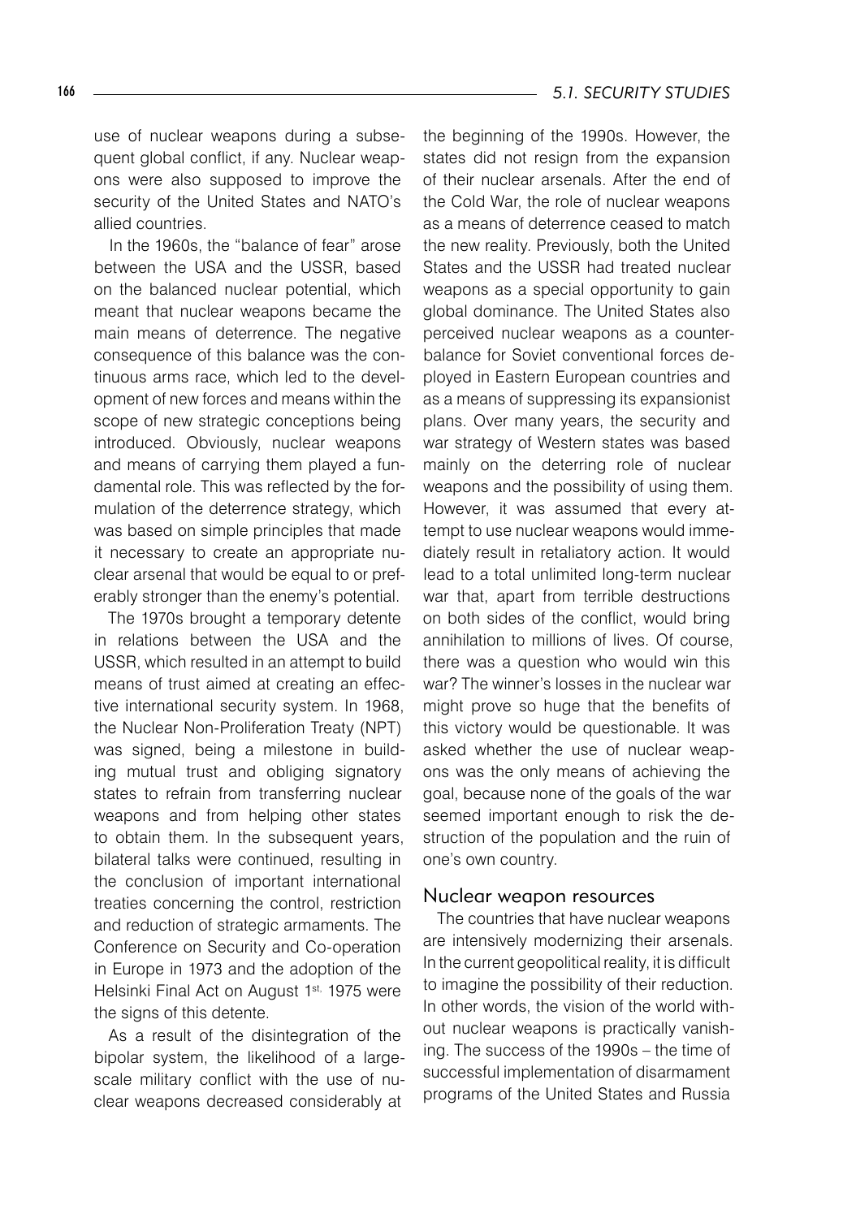use of nuclear weapons during a subsequent global conflict, if any. Nuclear weapons were also supposed to improve the security of the United States and NATO's allied countries.

In the 1960s, the "balance of fear" arose between the USA and the USSR, based on the balanced nuclear potential, which meant that nuclear weapons became the main means of deterrence. The negative consequence of this balance was the continuous arms race, which led to the development of new forces and means within the scope of new strategic conceptions being introduced. Obviously, nuclear weapons and means of carrying them played a fundamental role. This was reflected by the formulation of the deterrence strategy, which was based on simple principles that made it necessary to create an appropriate nuclear arsenal that would be equal to or preferably stronger than the enemy's potential.

The 1970s brought a temporary detente in relations between the USA and the USSR, which resulted in an attempt to build means of trust aimed at creating an effective international security system. In 1968, the Nuclear Non-Proliferation Treaty (NPT) was signed, being a milestone in building mutual trust and obliging signatory states to refrain from transferring nuclear weapons and from helping other states to obtain them. In the subsequent years, bilateral talks were continued, resulting in the conclusion of important international treaties concerning the control, restriction and reduction of strategic armaments. The Conference on Security and Co-operation in Europe in 1973 and the adoption of the Helsinki Final Act on August 1st, 1975 were the signs of this detente.

As a result of the disintegration of the bipolar system, the likelihood of a large-scale military conflict with the use of nuclear weapons decreased considerably at the beginning of the 1990s. However, the states did not resign from the expansion of their nuclear arsenals. After the end of the Cold War, the role of nuclear weapons as a means of deterrence ceased to match the new reality. Previously, both the United States and the USSR had treated nuclear weapons as a special opportunity to gain global dominance. The United States also perceived nuclear weapons as a counterbalance for Soviet conventional forces deployed in Eastern European countries and as a means of suppressing its expansionist plans. Over many years, the security and war strategy of Western states was based mainly on the deterring role of nuclear weapons and the possibility of using them. However, it was assumed that every attempt to use nuclear weapons would immediately result in retaliatory action. It would lead to a total unlimited long-term nuclear war that, apart from terrible destructions on both sides of the conflict, would bring annihilation to millions of lives. Of course, there was a question who would win this war? The winner's losses in the nuclear war might prove so huge that the benefits of this victory would be questionable. It was asked whether the use of nuclear weapons was the only means of achieving the goal, because none of the goals of the war seemed important enough to risk the destruction of the population and the ruin of one's own country.

## Nuclear weapon resources

The countries that have nuclear weapons are intensively modernizing their arsenals. In the current geopolitical reality, it is difficult to imagine the possibility of their reduction. In other words, the vision of the world without nuclear weapons is practically vanishing. The success of the 1990s – the time of successful implementation of disarmament programs of the United States and Russia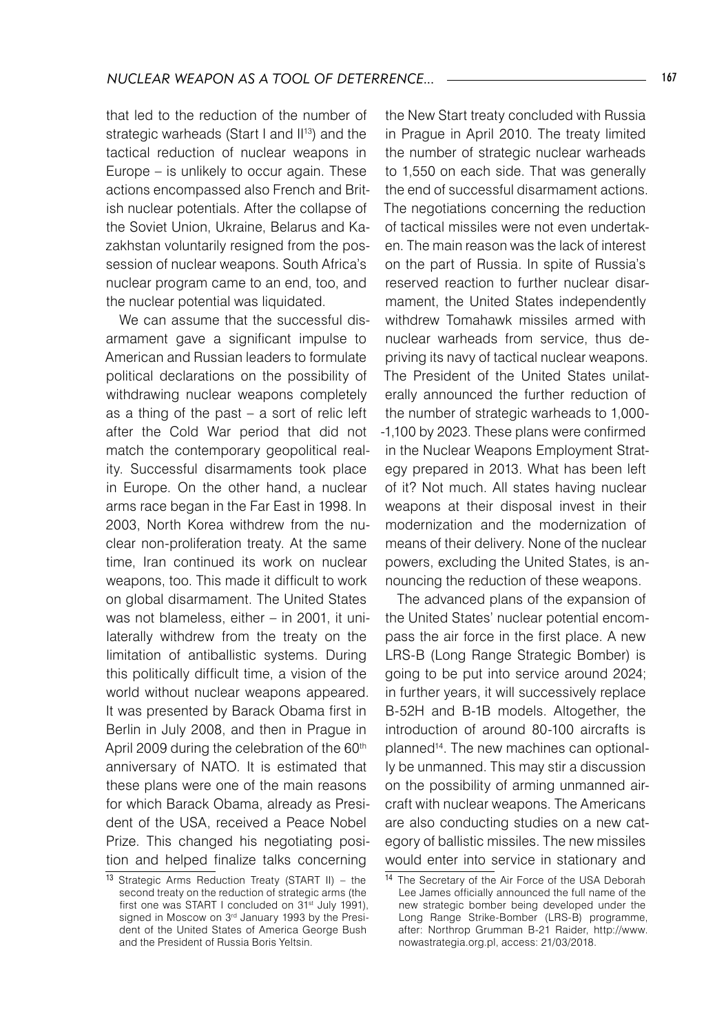that led to the reduction of the number of strategic warheads (Start I and II[13]) and the tactical reduction of nuclear weapons in Europe – is unlikely to occur again. These actions encompassed also French and British nuclear potentials. After the collapse of the Soviet Union, Ukraine, Belarus and Kazakhstan voluntarily resigned from the possession of nuclear weapons. South Africa's nuclear program came to an end, too, and the nuclear potential was liquidated.

We can assume that the successful disarmament gave a significant impulse to American and Russian leaders to formulate political declarations on the possibility of withdrawing nuclear weapons completely as a thing of the past – a sort of relic left after the Cold War period that did not match the contemporary geopolitical reality. Successful disarmaments took place in Europe. On the other hand, a nuclear arms race began in the Far East in 1998. In 2003, North Korea withdrew from the nuclear non-proliferation treaty. At the same time, Iran continued its work on nuclear weapons, too. This made it difficult to work on global disarmament. The United States was not blameless, either – in 2001, it unilaterally withdrew from the treaty on the limitation of antiballistic systems. During this politically difficult time, a vision of the world without nuclear weapons appeared. It was presented by Barack Obama first in Berlin in July 2008, and then in Prague in April 2009 during the celebration of the 60th anniversary of NATO. It is estimated that these plans were one of the main reasons for which Barack Obama, already as President of the USA, received a Peace Nobel Prize. This changed his negotiating position and helped finalize talks concerning the New Start treaty concluded with Russia in Prague in April 2010. The treaty limited the number of strategic nuclear warheads to 1,550 on each side. That was generally the end of successful disarmament actions. The negotiations concerning the reduction of tactical missiles were not even undertaken. The main reason was the lack of interest on the part of Russia. In spite of Russia's reserved reaction to further nuclear disarmament, the United States independently withdrew Tomahawk missiles armed with nuclear warheads from service, thus depriving its navy of tactical nuclear weapons. The President of the United States unilaterally announced the further reduction of the number of strategic warheads to 1,000-1,100 by 2023. These plans were confirmed in the Nuclear Weapons Employment Strategy prepared in 2013. What has been left of it? Not much. All states having nuclear weapons at their disposal invest in their modernization and the modernization of means of their delivery. None of the nuclear powers, excluding the United States, is announcing the reduction of these weapons.

The advanced plans of the expansion of the United States' nuclear potential encompass the air force in the first place. A new LRS-B (Long Range Strategic Bomber) is going to be put into service around 2024; in further years, it will successively replace B-52H and B-1B models. Altogether, the introduction of around 80-100 aircrafts is planned[14]. The new machines can optionally be unmanned. This may stir a discussion on the possibility of arming unmanned aircraft with nuclear weapons. The Americans are also conducting studies on a new category of ballistic missiles. The new missiles would enter into service in stationary and

---

[13] Strategic Arms Reduction Treaty (START II) – the second treaty on the reduction of strategic arms (the first one was START I concluded on 31st July 1991), signed in Moscow on 3rd January 1993 by the President of the United States of America George Bush and the President of Russia Boris Yeltsin.

[14] The Secretary of the Air Force of the USA Deborah Lee James officially announced the full name of the new strategic bomber being developed under the Long Range Strike-Bomber (LRS-B) programme, after: Northrop Grumman B-21 Raider, http://www.nowastrategia.org.pl, access: 21/03/2018.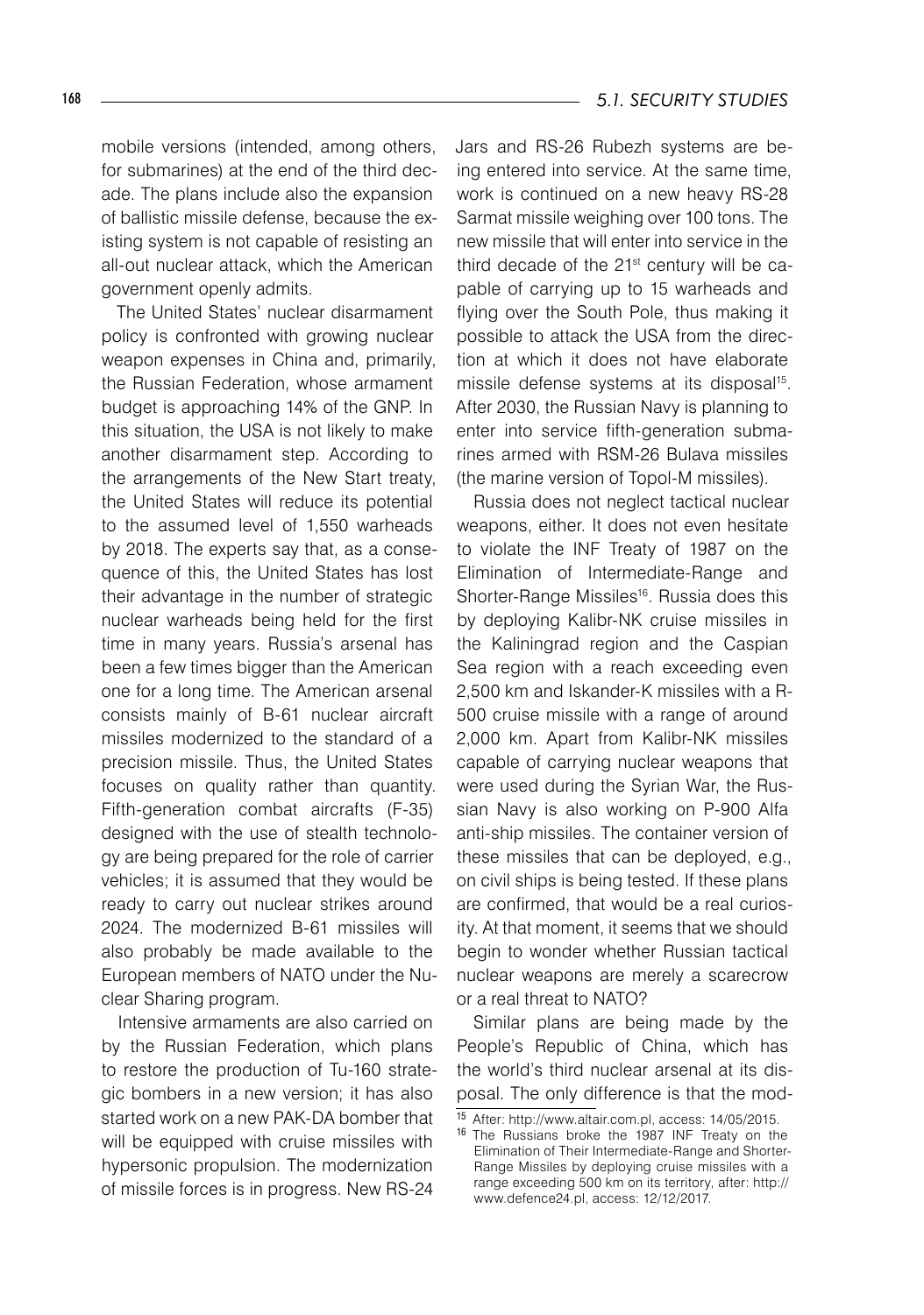mobile versions (intended, among others, for submarines) at the end of the third decade. The plans include also the expansion of ballistic missile defense, because the existing system is not capable of resisting an all-out nuclear attack, which the American government openly admits.

The United States' nuclear disarmament policy is confronted with growing nuclear weapon expenses in China and, primarily, the Russian Federation, whose armament budget is approaching 14% of the GNP. In this situation, the USA is not likely to make another disarmament step. According to the arrangements of the New Start treaty, the United States will reduce its potential to the assumed level of 1,550 warheads by 2018. The experts say that, as a consequence of this, the United States has lost their advantage in the number of strategic nuclear warheads being held for the first time in many years. Russia's arsenal has been a few times bigger than the American one for a long time. The American arsenal consists mainly of B-61 nuclear aircraft missiles modernized to the standard of a precision missile. Thus, the United States focuses on quality rather than quantity. Fifth-generation combat aircrafts (F-35) designed with the use of stealth technology are being prepared for the role of carrier vehicles; it is assumed that they would be ready to carry out nuclear strikes around 2024. The modernized B-61 missiles will also probably be made available to the European members of NATO under the Nuclear Sharing program.

Intensive armaments are also carried on by the Russian Federation, which plans to restore the production of Tu-160 strategic bombers in a new version; it has also started work on a new PAK-DA bomber that will be equipped with cruise missiles with hypersonic propulsion. The modernization of missile forces is in progress. New RS-24 Jars and RS-26 Rubezh systems are being entered into service. At the same time, work is continued on a new heavy RS-28 Sarmat missile weighing over 100 tons. The new missile that will enter into service in the third decade of the 21st century will be capable of carrying up to 15 warheads and flying over the South Pole, thus making it possible to attack the USA from the direction at which it does not have elaborate missile defense systems at its disposal[15]. After 2030, the Russian Navy is planning to enter into service fifth-generation submarines armed with RSM-26 Bulava missiles (the marine version of Topol-M missiles).

Russia does not neglect tactical nuclear weapons, either. It does not even hesitate to violate the INF Treaty of 1987 on the Elimination of Intermediate-Range and Shorter-Range Missiles[16]. Russia does this by deploying Kalibr-NK cruise missiles in the Kaliningrad region and the Caspian Sea region with a reach exceeding even 2,500 km and Iskander-K missiles with a R-500 cruise missile with a range of around 2,000 km. Apart from Kalibr-NK missiles capable of carrying nuclear weapons that were used during the Syrian War, the Russian Navy is also working on P-900 Alfa anti-ship missiles. The container version of these missiles that can be deployed, e.g., on civil ships is being tested. If these plans are confirmed, that would be a real curiosity. At that moment, it seems that we should begin to wonder whether Russian tactical nuclear weapons are merely a scarecrow or a real threat to NATO?

Similar plans are being made by the People's Republic of China, which has the world's third nuclear arsenal at its disposal. The only difference is that the mod-

---

[15] After: http://www.altair.com.pl, access: 14/05/2015.

[16] The Russians broke the 1987 INF Treaty on the Elimination of Their Intermediate-Range and Shorter-Range Missiles by deploying cruise missiles with a range exceeding 500 km on its territory, after: http://www.defence24.pl, access: 12/12/2017.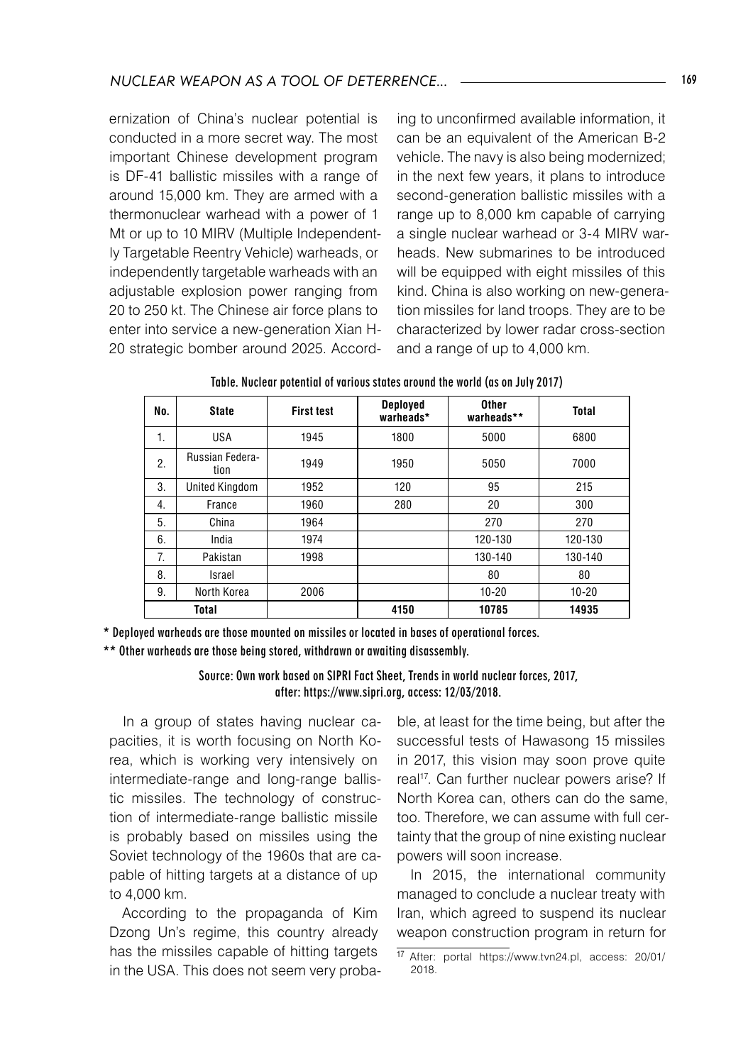ernization of China's nuclear potential is conducted in a more secret way. The most important Chinese development program is DF-41 ballistic missiles with a range of around 15,000 km. They are armed with a thermonuclear warhead with a power of 1 Mt or up to 10 MIRV (Multiple Independently Targetable Reentry Vehicle) warheads, or independently targetable warheads with an adjustable explosion power ranging from 20 to 250 kt. The Chinese air force plans to enter into service a new-generation Xian H-20 strategic bomber around 2025. According to unconfirmed available information, it can be an equivalent of the American B-2 vehicle. The navy is also being modernized; in the next few years, it plans to introduce second-generation ballistic missiles with a range up to 8,000 km capable of carrying a single nuclear warhead or 3-4 MIRV warheads. New submarines to be introduced will be equipped with eight missiles of this kind. China is also working on new-generation missiles for land troops. They are to be characterized by lower radar cross-section and a range of up to 4,000 km.

**Table. Nuclear potential of various states around the world (as on July 2017)**

| No. | State | First test | Deployed warheads* | Other warheads** | Total |
|---|---|---|---|---|---|
| 1. | USA | 1945 | 1800 | 5000 | 6800 |
| 2. | Russian Federation | 1949 | 1950 | 5050 | 7000 |
| 3. | United Kingdom | 1952 | 120 | 95 | 215 |
| 4. | France | 1960 | 280 | 20 | 300 |
| 5. | China | 1964 | | 270 | 270 |
| 6. | India | 1974 | | 120-130 | 120-130 |
| 7. | Pakistan | 1998 | | 130-140 | 130-140 |
| 8. | Israel | | | 80 | 80 |
| 9. | North Korea | 2006 | | 10-20 | 10-20 |
| Total | | | 4150 | 10785 | 14935 |

\* Deployed warheads are those mounted on missiles or located in bases of operational forces.

\*\* Other warheads are those being stored, withdrawn or awaiting disassembly.

Source: Own work based on SIPRI Fact Sheet, Trends in world nuclear forces, 2017, after: https://www.sipri.org, access: 12/03/2018.

In a group of states having nuclear capacities, it is worth focusing on North Korea, which is working very intensively on intermediate-range and long-range ballistic missiles. The technology of construction of intermediate-range ballistic missile is probably based on missiles using the Soviet technology of the 1960s that are capable of hitting targets at a distance of up to 4,000 km.

According to the propaganda of Kim Dzong Un's regime, this country already has the missiles capable of hitting targets in the USA. This does not seem very probable, at least for the time being, but after the successful tests of Hawasong 15 missiles in 2017, this vision may soon prove quite real[17]. Can further nuclear powers arise? If North Korea can, others can do the same, too. Therefore, we can assume with full certainty that the group of nine existing nuclear powers will soon increase.

In 2015, the international community managed to conclude a nuclear treaty with Iran, which agreed to suspend its nuclear weapon construction program in return for

[17] After: portal https://www.tvn24.pl, access: 20/01/2018.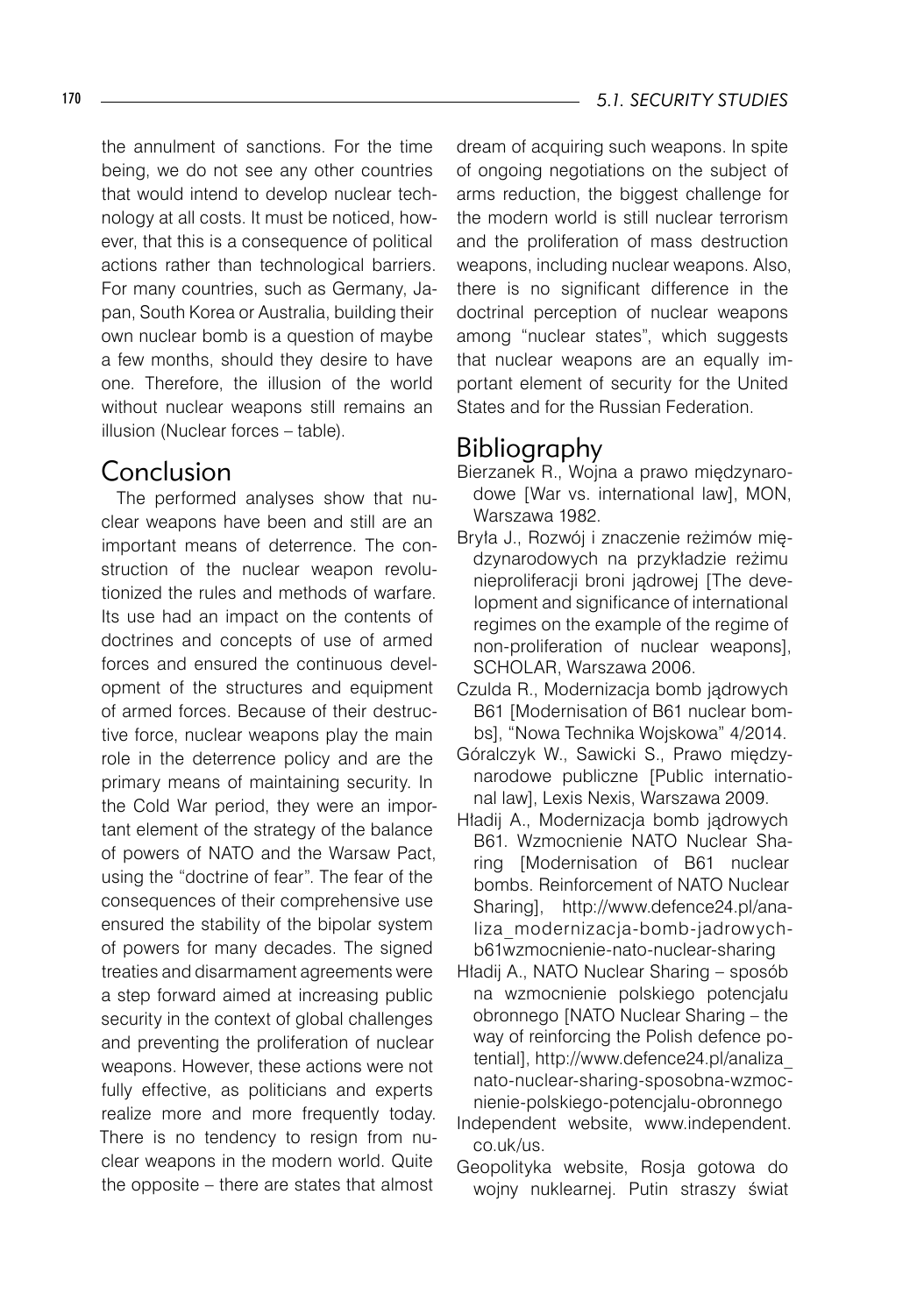the annulment of sanctions. For the time being, we do not see any other countries that would intend to develop nuclear technology at all costs. It must be noticed, however, that this is a consequence of political actions rather than technological barriers. For many countries, such as Germany, Japan, South Korea or Australia, building their own nuclear bomb is a question of maybe a few months, should they desire to have one. Therefore, the illusion of the world without nuclear weapons still remains an illusion (Nuclear forces – table).

## Conclusion

The performed analyses show that nuclear weapons have been and still are an important means of deterrence. The construction of the nuclear weapon revolutionized the rules and methods of warfare. Its use had an impact on the contents of doctrines and concepts of use of armed forces and ensured the continuous development of the structures and equipment of armed forces. Because of their destructive force, nuclear weapons play the main role in the deterrence policy and are the primary means of maintaining security. In the Cold War period, they were an important element of the strategy of the balance of powers of NATO and the Warsaw Pact, using the "doctrine of fear". The fear of the consequences of their comprehensive use ensured the stability of the bipolar system of powers for many decades. The signed treaties and disarmament agreements were a step forward aimed at increasing public security in the context of global challenges and preventing the proliferation of nuclear weapons. However, these actions were not fully effective, as politicians and experts realize more and more frequently today. There is no tendency to resign from nuclear weapons in the modern world. Quite the opposite – there are states that almost dream of acquiring such weapons. In spite of ongoing negotiations on the subject of arms reduction, the biggest challenge for the modern world is still nuclear terrorism and the proliferation of mass destruction weapons, including nuclear weapons. Also, there is no significant difference in the doctrinal perception of nuclear weapons among "nuclear states", which suggests that nuclear weapons are an equally important element of security for the United States and for the Russian Federation.

## Bibliography

Bierzanek R., Wojna a prawo międzynarodowe [War vs. international law], MON, Warszawa 1982.

Bryła J., Rozwój i znaczenie reżimów międzynarodowych na przykładzie reżimu nieproliferacji broni jądrowej [The development and significance of international regimes on the example of the regime of non-proliferation of nuclear weapons], SCHOLAR, Warszawa 2006.

Czulda R., Modernizacja bomb jądrowych B61 [Modernisation of B61 nuclear bombs], "Nowa Technika Wojskowa" 4/2014.

Góralczyk W., Sawicki S., Prawo międzynarodowe publiczne [Public international law], Lexis Nexis, Warszawa 2009.

Hładij A., Modernizacja bomb jądrowych B61. Wzmocnienie NATO Nuclear Sharing [Modernisation of B61 nuclear bombs. Reinforcement of NATO Nuclear Sharing], http://www.defence24.pl/analiza_modernizacja-bomb-jadrowych-b61wzmocnienie-nato-nuclear-sharing

Hładij A., NATO Nuclear Sharing – sposób na wzmocnienie polskiego potencjału obronnego [NATO Nuclear Sharing – the way of reinforcing the Polish defence potential], http://www.defence24.pl/analiza_nato-nuclear-sharing-sposobna-wzmocnienie-polskiego-potencjalu-obronnego

Independent website, www.independent.co.uk/us.

Geopolityka website, Rosja gotowa do wojny nuklearnej. Putin straszy świat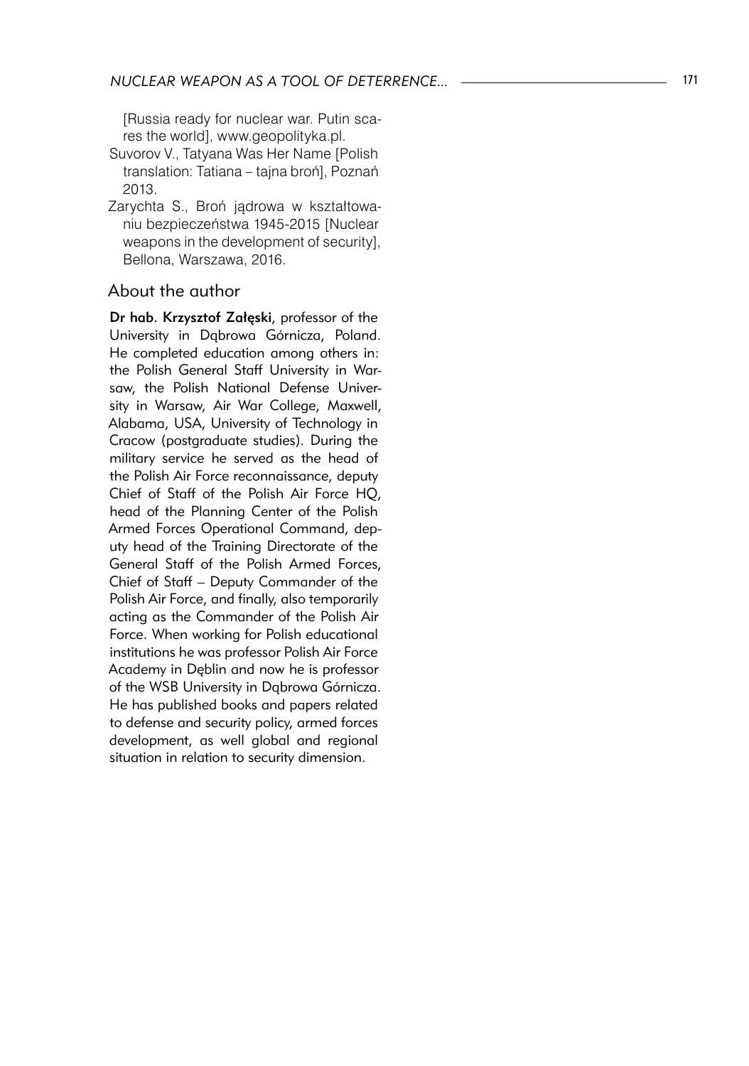[Russia ready for nuclear war. Putin scares the world], www.geopolityka.pl.

Suvorov V., Tatyana Was Her Name [Polish translation: Tatiana – tajna broń], Poznań 2013.

Zarychta S., Broń jądrowa w kształtowaniu bezpieczeństwa 1945-2015 [Nuclear weapons in the development of security], Bellona, Warszawa, 2016.

## About the author

**Dr hab. Krzysztof Załęski**, professor of the University in Dąbrowa Górnicza, Poland. He completed education among others in: the Polish General Staff University in Warsaw, the Polish National Defense University in Warsaw, Air War College, Maxwell, Alabama, USA, University of Technology in Cracow (postgraduate studies). During the military service he served as the head of the Polish Air Force reconnaissance, deputy Chief of Staff of the Polish Air Force HQ, head of the Planning Center of the Polish Armed Forces Operational Command, deputy head of the Training Directorate of the General Staff of the Polish Armed Forces, Chief of Staff – Deputy Commander of the Polish Air Force, and finally, also temporarily acting as the Commander of the Polish Air Force. When working for Polish educational institutions he was professor Polish Air Force Academy in Dęblin and now he is professor of the WSB University in Dąbrowa Górnicza. He has published books and papers related to defense and security policy, armed forces development, as well global and regional situation in relation to security dimension.